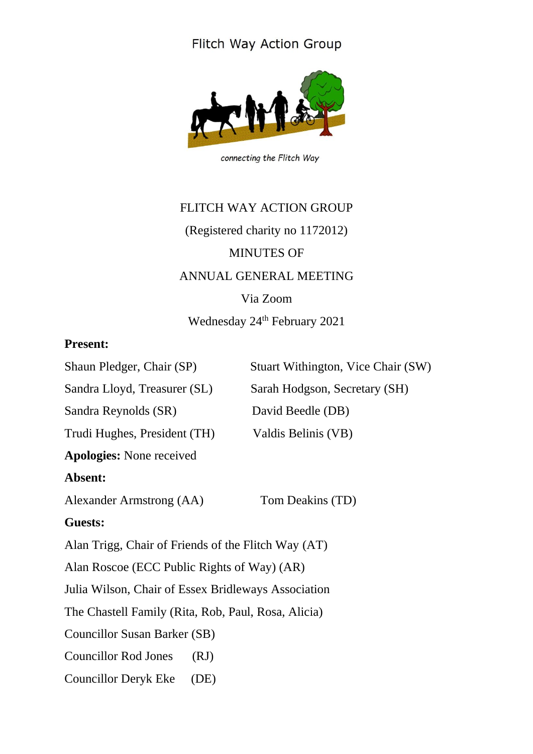Flitch Way Action Group

*connecting the Flitch Way*

FLITCH WAY ACTION GROUP

(Registered charity no 1172012)

MINUTES OF

ANNUAL GENERAL MEETING

Via Zoom

Wednesday 24th February 2021

**Present:**

Shaun Pledger, Chair (SP)

Stuart Withington, Vice Chair (SW)

Sandra Lloyd, Treasurer (SL)

Sarah Hodgson, Secretary (SH)

Sandra Reynolds (SR)

David Beedle (DB)

Trudi Hughes, President (TH)

Valdis Belinis (VB)

**Apologies:** None received

**Absent:**

Alexander Armstrong (AA)

Tom Deakins (TD)

**Guests:**

Alan Trigg, Chair of Friends of the Flitch Way (AT)

Alan Roscoe (ECC Public Rights of Way) (AR)

Julia Wilson, Chair of Essex Bridleways Association

The Chastell Family (Rita, Rob, Paul, Rosa, Alicia)

Councillor Susan Barker (SB)

Councillor Rod Jones (RJ)

Councillor Deryk Eke (DE)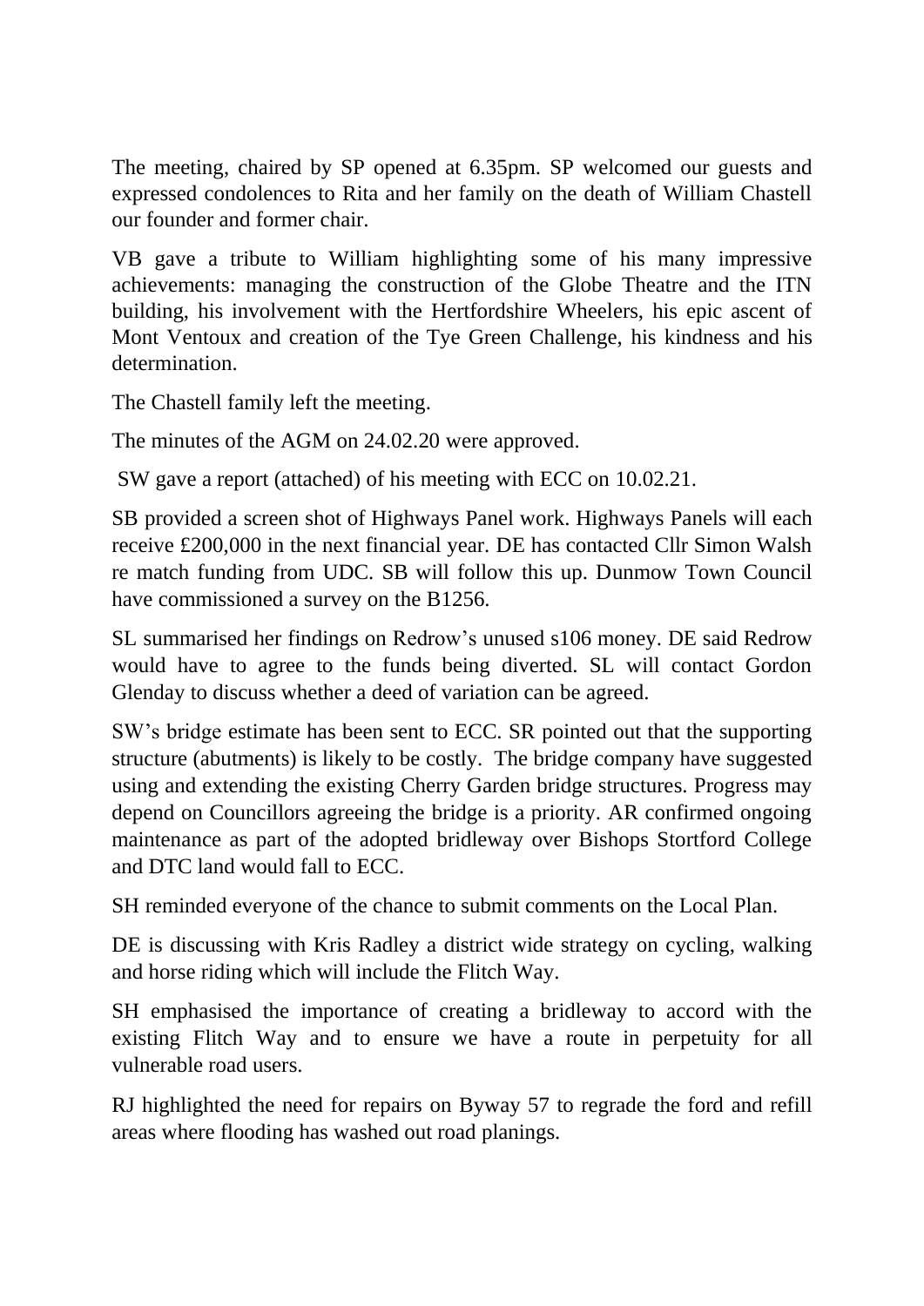The meeting, chaired by SP opened at 6.35pm. SP welcomed our guests and expressed condolences to Rita and her family on the death of William Chastell our founder and former chair.

VB gave a tribute to William highlighting some of his many impressive achievements: managing the construction of the Globe Theatre and the ITN building, his involvement with the Hertfordshire Wheelers, his epic ascent of Mont Ventoux and creation of the Tye Green Challenge, his kindness and his determination.

The Chastell family left the meeting.

The minutes of the AGM on 24.02.20 were approved.

SW gave a report (attached) of his meeting with ECC on 10.02.21.

SB provided a screen shot of Highways Panel work. Highways Panels will each receive £200,000 in the next financial year. DE has contacted Cllr Simon Walsh re match funding from UDC. SB will follow this up. Dunmow Town Council have commissioned a survey on the B1256.

SL summarised her findings on Redrow's unused s106 money. DE said Redrow would have to agree to the funds being diverted. SL will contact Gordon Glenday to discuss whether a deed of variation can be agreed.

SW's bridge estimate has been sent to ECC. SR pointed out that the supporting structure (abutments) is likely to be costly. The bridge company have suggested using and extending the existing Cherry Garden bridge structures. Progress may depend on Councillors agreeing the bridge is a priority. AR confirmed ongoing maintenance as part of the adopted bridleway over Bishops Stortford College and DTC land would fall to ECC.

SH reminded everyone of the chance to submit comments on the Local Plan.

DE is discussing with Kris Radley a district wide strategy on cycling, walking and horse riding which will include the Flitch Way.

SH emphasised the importance of creating a bridleway to accord with the existing Flitch Way and to ensure we have a route in perpetuity for all vulnerable road users.

RJ highlighted the need for repairs on Byway 57 to regrade the ford and refill areas where flooding has washed out road planings.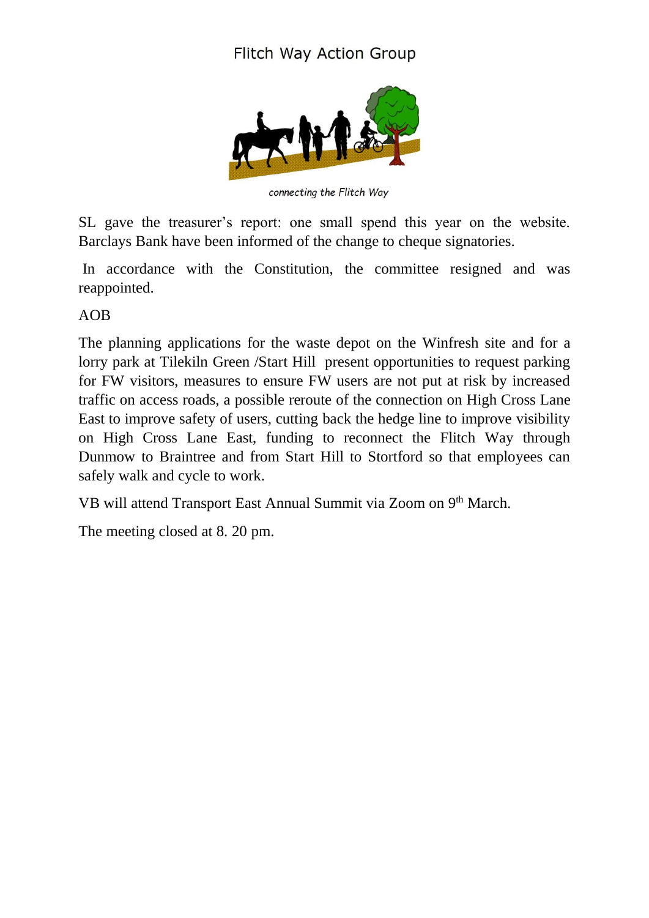SL gave the treasurer's report: one small spend this year on the website. Barclays Bank have been informed of the change to cheque signatories.

In accordance with the Constitution, the committee resigned and was reappointed.

AOB

The planning applications for the waste depot on the Winfresh site and for a lorry park at Tilekiln Green /Start Hill present opportunities to request parking for FW visitors, measures to ensure FW users are not put at risk by increased traffic on access roads, a possible reroute of the connection on High Cross Lane East to improve safety of users, cutting back the hedge line to improve visibility on High Cross Lane East, funding to reconnect the Flitch Way through Dunmow to Braintree and from Start Hill to Stortford so that employees can safely walk and cycle to work.

VB will attend Transport East Annual Summit via Zoom on 9th March.

The meeting closed at 8. 20 pm.